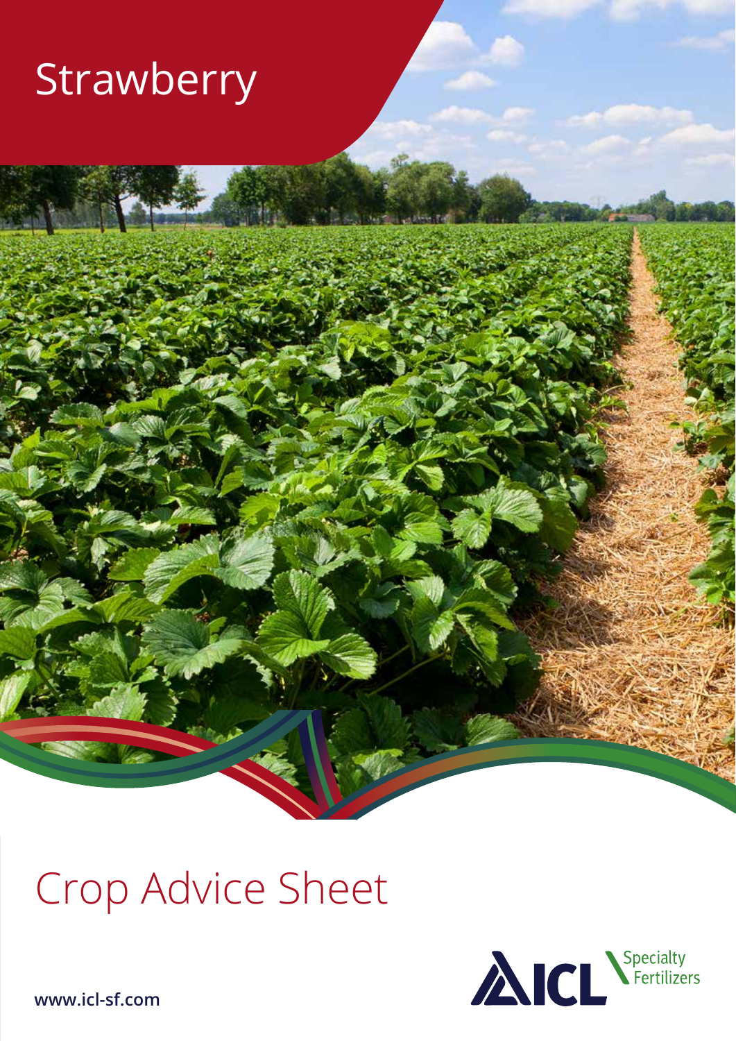# Strawberry

## Crop Advice Sheet

ICL Specialty Fertilizers

www.icl-sf.com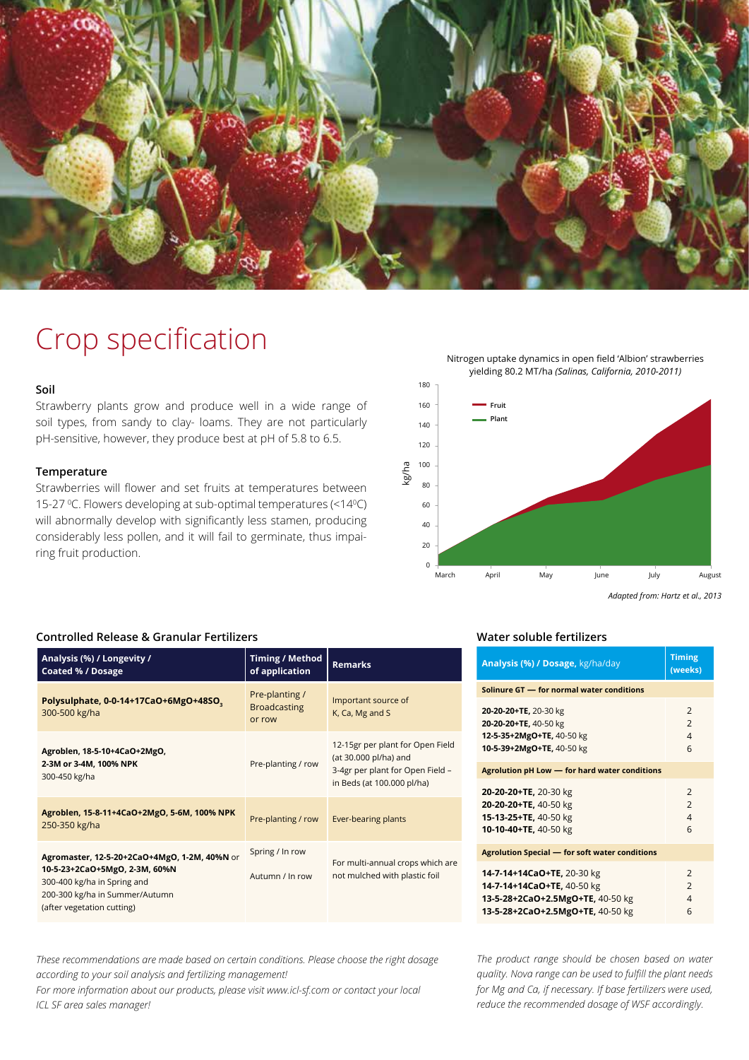# Crop specification

### Soil

Strawberry plants grow and produce well in a wide range of soil types, from sandy to clay- loams. They are not particularly pH-sensitive, however, they produce best at pH of 5.8 to 6.5.

### Temperature

Strawberries will flower and set fruits at temperatures between 15-27 ºC. Flowers developing at sub-optimal temperatures (<14ºC) will abnormally develop with significantly less stamen, producing considerably less pollen, and it will fail to germinate, thus impairing fruit production.

Nitrogen uptake dynamics in open field 'Albion' strawberries yielding 80.2 MT/ha *(Salinas, California, 2010-2011)*

*Adapted from: Hartz et al., 2013*

### Controlled Release & Granular Fertilizers

| Analysis (%) / Longevity / Coated % / Dosage | Timing / Method of application | Remarks |
|---|---|---|
| **Polysulphate, 0-0-14+17CaO+6MgO+48SO$_3$** 300-500 kg/ha | Pre-planting / Broadcasting or row | Important source of K, Ca, Mg and S |
| **Agroblen, 18-5-10+4CaO+2MgO, 2-3M or 3-4M, 100% NPK** 300-450 kg/ha | Pre-planting / row | 12-15gr per plant for Open Field (at 30.000 pl/ha) and 3-4gr per plant for Open Field – in Beds (at 100.000 pl/ha) |
| **Agroblen, 15-8-11+4CaO+2MgO, 5-6M, 100% NPK** 250-350 kg/ha | Pre-planting / row | Ever-bearing plants |
| **Agromaster, 12-5-20+2CaO+4MgO, 1-2M, 40%N** or **10-5-23+2CaO+5MgO, 2-3M, 60%N** 300-400 kg/ha in Spring and 200-300 kg/ha in Summer/Autumn (after vegetation cutting) | Spring / In row<br>Autumn / In row | For multi-annual crops which are not mulched with plastic foil |

*These recommendations are made based on certain conditions. Please choose the right dosage according to your soil analysis and fertilizing management!*
*For more information about our products, please visit www.icl-sf.com or contact your local ICL SF area sales manager!*

### Water soluble fertilizers

| Analysis (%) / Dosage, kg/ha/day | Timing (weeks) |
|---|---|
| **Solinure GT — for normal water conditions** | |
| **20-20-20+TE,** 20-30 kg | 2 |
| **20-20-20+TE,** 40-50 kg | 2 |
| **12-5-35+2MgO+TE,** 40-50 kg | 4 |
| **10-5-39+2MgO+TE,** 40-50 kg | 6 |
| **Agrolution pH Low — for hard water conditions** | |
| **20-20-20+TE,** 20-30 kg | 2 |
| **20-20-20+TE,** 40-50 kg | 2 |
| **15-13-25+TE,** 40-50 kg | 4 |
| **10-10-40+TE,** 40-50 kg | 6 |
| **Agrolution Special — for soft water conditions** | |
| **14-7-14+14CaO+TE,** 20-30 kg | 2 |
| **14-7-14+14CaO+TE,** 40-50 kg | 2 |
| **13-5-28+2CaO+2.5MgO+TE,** 40-50 kg | 4 |
| **13-5-28+2CaO+2.5MgO+TE,** 40-50 kg | 6 |

*The product range should be chosen based on water quality. Nova range can be used to fulfill the plant needs for Mg and Ca, if necessary. If base fertilizers were used, reduce the recommended dosage of WSF accordingly.*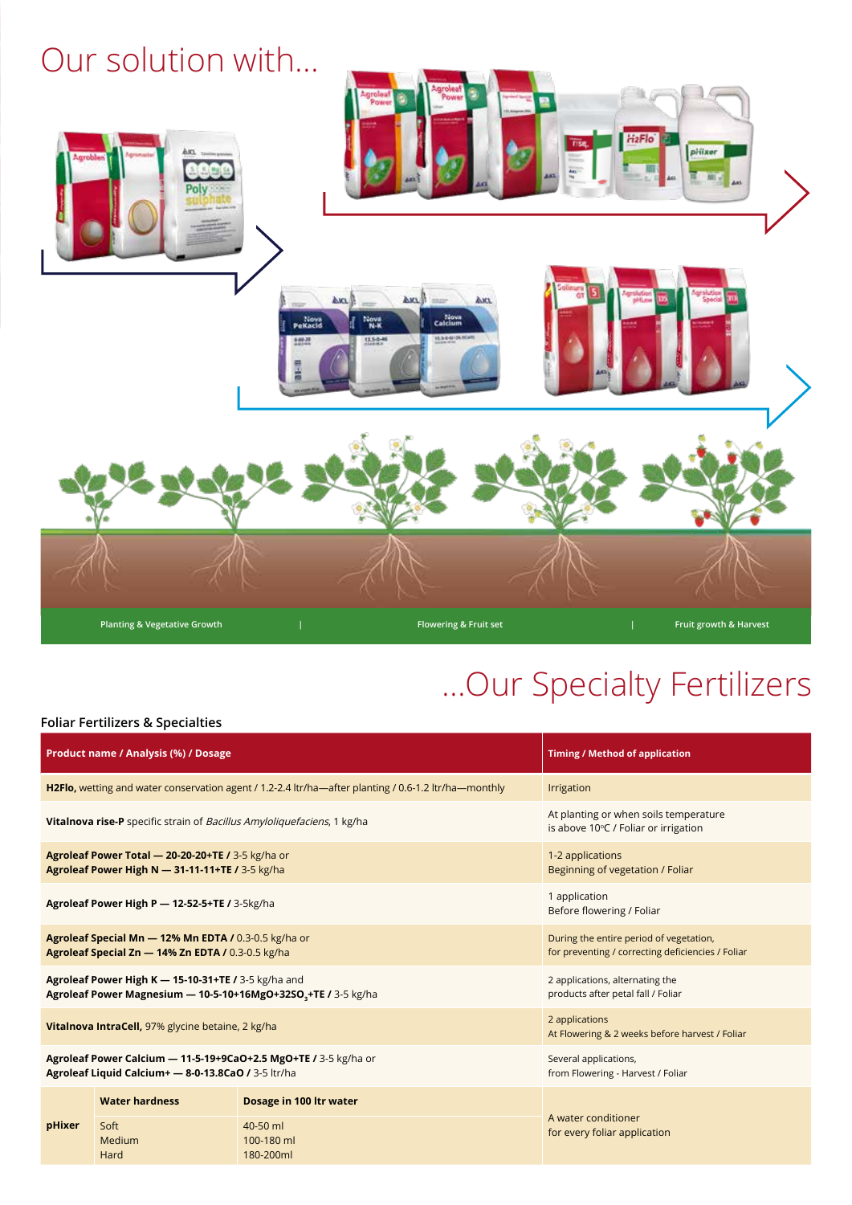# Our solution with...

Planting & Vegetative Growth | Flowering & Fruit set | Fruit growth & Harvest

# ...Our Specialty Fertilizers

## Foliar Fertilizers & Specialties

| Product name / Analysis (%) / Dosage | | | Timing / Method of application |
|---|---|---|---|
| **H2Flo,** wetting and water conservation agent / 1.2-2.4 ltr/ha—after planting / 0.6-1.2 ltr/ha—monthly | | | Irrigation |
| **Vitalnova rise-P** specific strain of *Bacillus Amyloliquefaciens*, 1 kg/ha | | | At planting or when soils temperature is above 10°C / Foliar or irrigation |
| **Agroleaf Power Total — 20-20-20+TE /** 3-5 kg/ha or **Agroleaf Power High N — 31-11-11+TE /** 3-5 kg/ha | | | 1-2 applications Beginning of vegetation / Foliar |
| **Agroleaf Power High P — 12-52-5+TE /** 3-5kg/ha | | | 1 application Before flowering / Foliar |
| **Agroleaf Special Mn — 12% Mn EDTA /** 0.3-0.5 kg/ha or **Agroleaf Special Zn — 14% Zn EDTA /** 0.3-0.5 kg/ha | | | During the entire period of vegetation, for preventing / correcting deficiencies / Foliar |
| **Agroleaf Power High K — 15-10-31+TE /** 3-5 kg/ha and **Agroleaf Power Magnesium — 10-5-10+16MgO+32SO$_3$+TE /** 3-5 kg/ha | | | 2 applications, alternating the products after petal fall / Foliar |
| **Vitalnova IntraCell,** 97% glycine betaine, 2 kg/ha | | | 2 applications At Flowering & 2 weeks before harvest / Foliar |
| **Agroleaf Power Calcium — 11-5-19+9CaO+2.5 MgO+TE /** 3-5 kg/ha or **Agroleaf Liquid Calcium+ — 8-0-13.8CaO /** 3-5 ltr/ha | | | Several applications, from Flowering - Harvest / Foliar |
| **pHixer** | **Water hardness** | **Dosage in 100 ltr water** | A water conditioner for every foliar application |
| | Soft | 40-50 ml | |
| | Medium | 100-180 ml | |
| | Hard | 180-200ml | |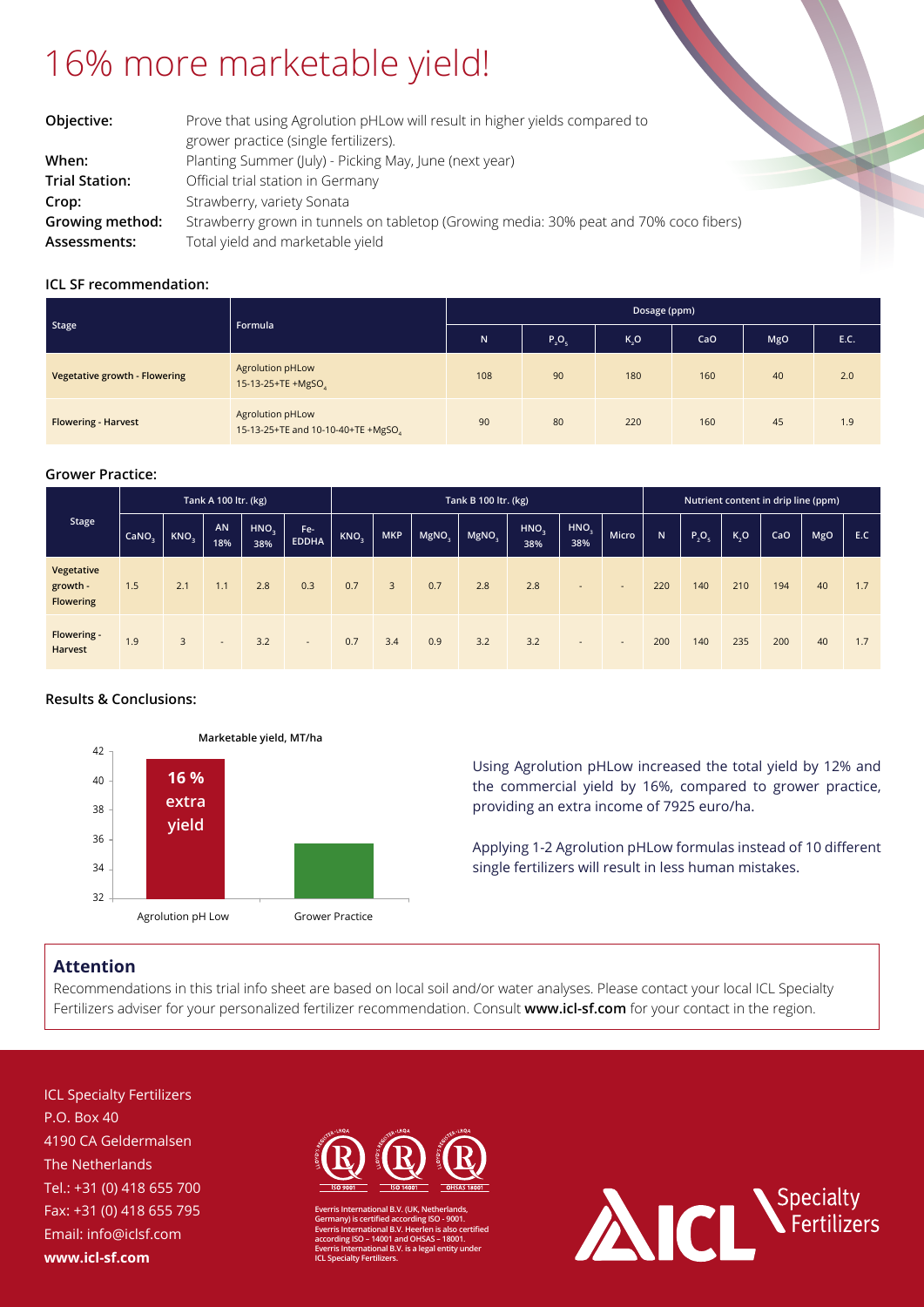# 16% more marketable yield!

| | |
|---|---|
| **Objective:** | Prove that using Agrolution pHLow will result in higher yields compared to grower practice (single fertilizers). |
| **When:** | Planting Summer (July) - Picking May, June (next year) |
| **Trial Station:** | Official trial station in Germany |
| **Crop:** | Strawberry, variety Sonata |
| **Growing method:** | Strawberry grown in tunnels on tabletop (Growing media: 30% peat and 70% coco fibers) |
| **Assessments:** | Total yield and marketable yield |

### ICL SF recommendation:

| Stage | Formula | Dosage (ppm) | | | | | |
|---|---|---|---|---|---|---|---|
| | | N | $P_2O_5$ | $K_2O$ | CaO | MgO | E.C. |
| **Vegetative growth - Flowering** | Agrolution pHLow 15-13-25+TE +$MgSO_4$ | 108 | 90 | 180 | 160 | 40 | 2.0 |
| **Flowering - Harvest** | Agrolution pHLow 15-13-25+TE and 10-10-40+TE +$MgSO_4$ | 90 | 80 | 220 | 160 | 45 | 1.9 |

### Grower Practice:

| Stage | Tank A 100 ltr. (kg) | | | | | Tank B 100 ltr. (kg) | | | | | | | Nutrient content in drip line (ppm) | | | | | |
|---|---|---|---|---|---|---|---|---|---|---|---|---|---|---|---|---|---|---|
| | $CaNO_3$ | $KNO_3$ | AN 18% | $HNO_3$ 38% | Fe-EDDHA | $KNO_3$ | MKP | $MgNO_3$ | $MgNO_3$ | $HNO_3$ 38% | $HNO_3$ 38% | Micro | N | $P_2O_5$ | $K_2O$ | CaO | MgO | E.C |
| **Vegetative growth - Flowering** | 1.5 | 2.1 | 1.1 | 2.8 | 0.3 | 0.7 | 3 | 0.7 | 2.8 | 2.8 | - | - | 220 | 140 | 210 | 194 | 40 | 1.7 |
| **Flowering - Harvest** | 1.9 | 3 | - | 3.2 | - | 0.7 | 3.4 | 0.9 | 3.2 | 3.2 | - | - | 200 | 140 | 235 | 200 | 40 | 1.7 |

### Results & Conclusions:

Marketable yield, MT/ha

42
40
38
36
34
32

16 % extra yield

Agrolution pH Low
Grower Practice

Using Agrolution pHLow increased the total yield by 12% and the commercial yield by 16%, compared to grower practice, providing an extra income of 7925 euro/ha.

Applying 1-2 Agrolution pHLow formulas instead of 10 different single fertilizers will result in less human mistakes.

## Attention

Recommendations in this trial info sheet are based on local soil and/or water analyses. Please contact your local ICL Specialty Fertilizers adviser for your personalized fertilizer recommendation. Consult **www.icl-sf.com** for your contact in the region.

ICL Specialty Fertilizers
P.O. Box 40
4190 CA Geldermalsen
The Netherlands
Tel.: +31 (0) 418 655 700
Fax: +31 (0) 418 655 795
Email: info@iclsf.com
**www.icl-sf.com**

ISO 9001 ISO 14001 OHSAS 18001

**Everris International B.V. (UK, Netherlands, Germany) is certified according ISO - 9001. Everris International B.V. Heerlen is also certified according ISO – 14001 and OHSAS – 18001. Everris International B.V. is a legal entity under ICL Specialty Fertilizers.**

ICL Specialty Fertilizers